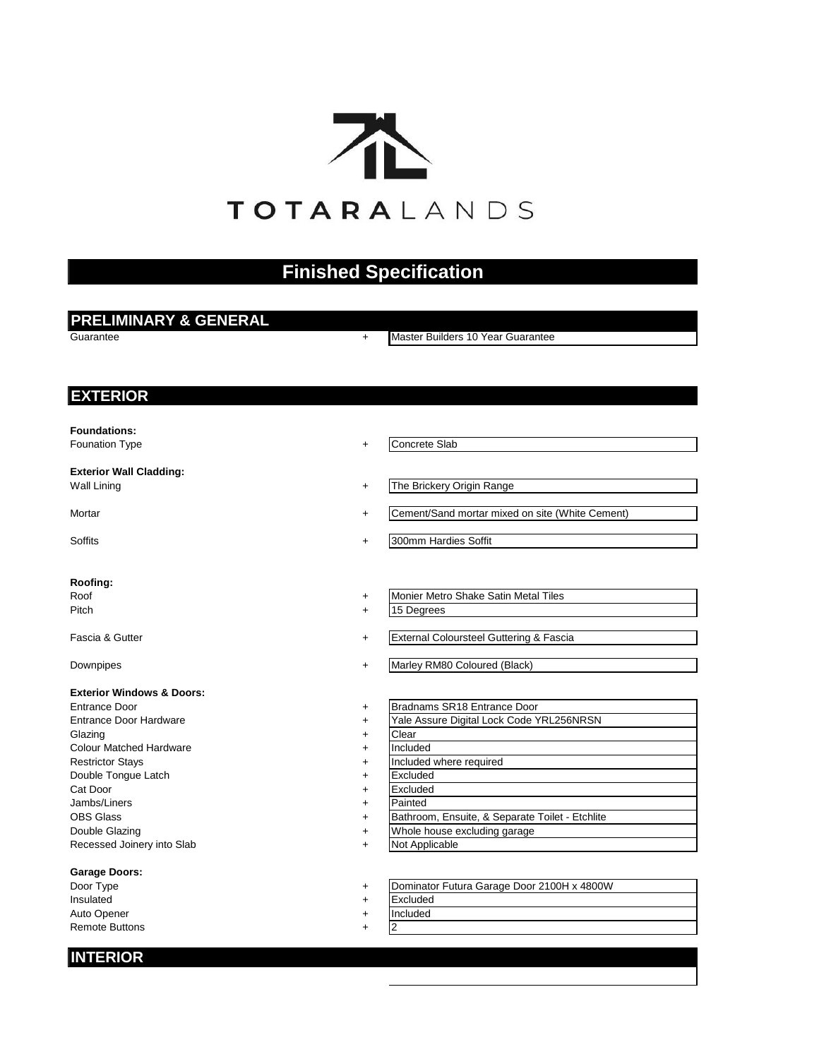TOTARALANDS

# Finished Specification

## PRELIMINARY & GENERAL

| | | |
|---|---|---|
| Guarantee | + | Master Builders 10 Year Guarantee |

## EXTERIOR

**Foundations:**

| | | |
|---|---|---|
| Founation Type | + | Concrete Slab |

**Exterior Wall Cladding:**

| | | |
|---|---|---|
| Wall Lining | + | The Brickery Origin Range |
| Mortar | + | Cement/Sand mortar mixed on site (White Cement) |
| Soffits | + | 300mm Hardies Soffit |

**Roofing:**

| | | |
|---|---|---|
| Roof | + | Monier Metro Shake Satin Metal Tiles |
| Pitch | + | 15 Degrees |
| Fascia & Gutter | + | External Coloursteel Guttering & Fascia |
| Downpipes | + | Marley RM80 Coloured (Black) |

**Exterior Windows & Doors:**

| | | |
|---|---|---|
| Entrance Door | + | Bradnams SR18 Entrance Door |
| Entrance Door Hardware | + | Yale Assure Digital Lock Code YRL256NRSN |
| Glazing | + | Clear |
| Colour Matched Hardware | + | Included |
| Restrictor Stays | + | Included where required |
| Double Tongue Latch | + | Excluded |
| Cat Door | + | Excluded |
| Jambs/Liners | + | Painted |
| OBS Glass | + | Bathroom, Ensuite, & Separate Toilet - Etchlite |
| Double Glazing | + | Whole house excluding garage |
| Recessed Joinery into Slab | + | Not Applicable |

**Garage Doors:**

| | | |
|---|---|---|
| Door Type | + | Dominator Futura Garage Door 2100H x 4800W |
| Insulated | + | Excluded |
| Auto Opener | + | Included |
| Remote Buttons | + | 2 |

## INTERIOR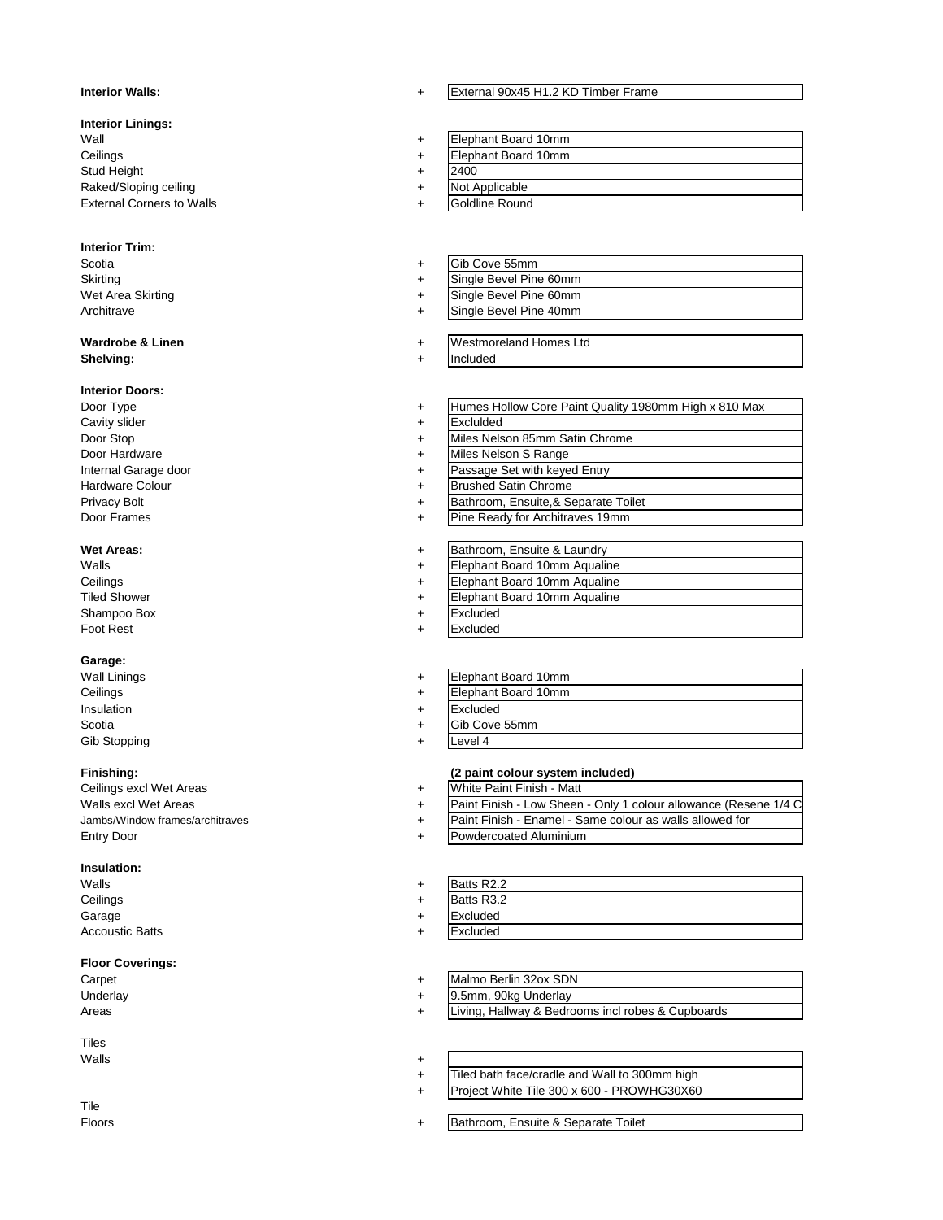**Interior Walls:** + External 90x45 H1.2 KD Timber Frame

**Interior Linings:**

| | | |
|---|---|---|
| Wall | + | Elephant Board 10mm |
| Ceilings | + | Elephant Board 10mm |
| Stud Height | + | 2400 |
| Raked/Sloping ceiling | + | Not Applicable |
| External Corners to Walls | + | Goldline Round |

**Interior Trim:**

| | | |
|---|---|---|
| Scotia | + | Gib Cove 55mm |
| Skirting | + | Single Bevel Pine 60mm |
| Wet Area Skirting | + | Single Bevel Pine 60mm |
| Architrave | + | Single Bevel Pine 40mm |

| | | |
|---|---|---|
| **Wardrobe & Linen** | + | Westmoreland Homes Ltd |
| **Shelving:** | + | Included |

**Interior Doors:**

| | | |
|---|---|---|
| Door Type | + | Humes Hollow Core Paint Quality 1980mm High x 810 Max |
| Cavity slider | + | Exclulded |
| Door Stop | + | Miles Nelson 85mm Satin Chrome |
| Door Hardware | + | Miles Nelson S Range |
| Internal Garage door | + | Passage Set with keyed Entry |
| Hardware Colour | + | Brushed Satin Chrome |
| Privacy Bolt | + | Bathroom, Ensuite,& Separate Toilet |
| Door Frames | + | Pine Ready for Architraves 19mm |

| | | |
|---|---|---|
| **Wet Areas:** | + | Bathroom, Ensuite & Laundry |
| Walls | + | Elephant Board 10mm Aqualine |
| Ceilings | + | Elephant Board 10mm Aqualine |
| Tiled Shower | + | Elephant Board 10mm Aqualine |
| Shampoo Box | + | Excluded |
| Foot Rest | + | Excluded |

**Garage:**

| | | |
|---|---|---|
| Wall Linings | + | Elephant Board 10mm |
| Ceilings | + | Elephant Board 10mm |
| Insulation | + | Excluded |
| Scotia | + | Gib Cove 55mm |
| Gib Stopping | + | Level 4 |

**Finishing:** **(2 paint colour system included)**

| | | |
|---|---|---|
| Ceilings excl Wet Areas | + | White Paint Finish - Matt |
| Walls excl Wet Areas | + | Paint Finish - Low Sheen - Only 1 colour allowance (Resene 1/4 C |
| Jambs/Window frames/architraves | + | Paint Finish - Enamel - Same colour as walls allowed for |
| Entry Door | + | Powdercoated Aluminium |

**Insulation:**

| | | |
|---|---|---|
| Walls | + | Batts R2.2 |
| Ceilings | + | Batts R3.2 |
| Garage | + | Excluded |
| Accoustic Batts | + | Excluded |

**Floor Coverings:**

| | | |
|---|---|---|
| Carpet | + | Malmo Berlin 32ox SDN |
| Underlay | + | 9.5mm, 90kg Underlay |
| Areas | + | Living, Hallway & Bedrooms incl robes & Cupboards |

Tiles

| | | |
|---|---|---|
| Walls | + | |
| | + | Tiled bath face/cradle and Wall to 300mm high |
| | + | Project White Tile 300 x 600 - PROWHG30X60 |

Tile

| | | |
|---|---|---|
| Floors | + | Bathroom, Ensuite & Separate Toilet |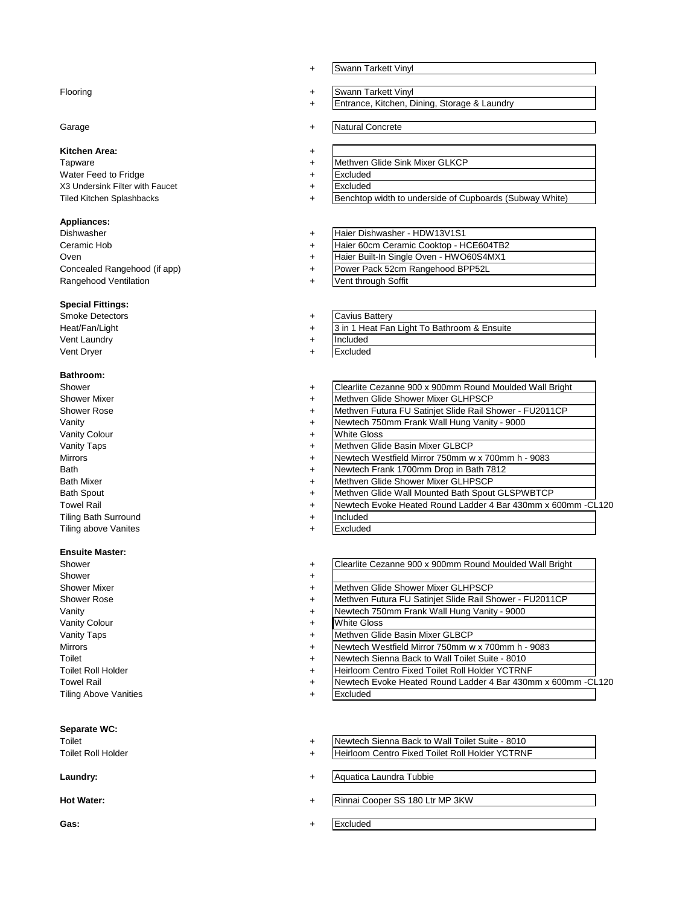| | | |
|---|---|---|
| | + | Swann Tarkett Vinyl |
| Flooring | + | Swann Tarkett Vinyl |
| | + | Entrance, Kitchen, Dining, Storage & Laundry |
| Garage | + | Natural Concrete |
| **Kitchen Area:** | + | |
| Tapware | + | Methven Glide Sink Mixer GLKCP |
| Water Feed to Fridge | + | Excluded |
| X3 Undersink Filter with Faucet | + | Excluded |
| Tiled Kitchen Splashbacks | + | Benchtop width to underside of Cupboards (Subway White) |
| **Appliances:** | | |
| Dishwasher | + | Haier Dishwasher - HDW13V1S1 |
| Ceramic Hob | + | Haier 60cm Ceramic Cooktop - HCE604TB2 |
| Oven | + | Haier Built-In Single Oven - HWO60S4MX1 |
| Concealed Rangehood (if app) | + | Power Pack 52cm Rangehood BPP52L |
| Rangehood Ventilation | + | Vent through Soffit |
| **Special Fittings:** | | |
| Smoke Detectors | + | Cavius Battery |
| Heat/Fan/Light | + | 3 in 1 Heat Fan Light To Bathroom & Ensuite |
| Vent Laundry | + | Included |
| Vent Dryer | + | Excluded |
| **Bathroom:** | | |
| Shower | + | Clearlite Cezanne 900 x 900mm Round Moulded Wall Bright |
| Shower Mixer | + | Methven Glide Shower Mixer GLHPSCP |
| Shower Rose | + | Methven Futura FU Satinjet Slide Rail Shower - FU2011CP |
| Vanity | + | Newtech 750mm Frank Wall Hung Vanity - 9000 |
| Vanity Colour | + | White Gloss |
| Vanity Taps | + | Methven Glide Basin Mixer GLBCP |
| Mirrors | + | Newtech Westfield Mirror 750mm w x 700mm h - 9083 |
| Bath | + | Newtech Frank 1700mm Drop in Bath 7812 |
| Bath Mixer | + | Methven Glide Shower Mixer GLHPSCP |
| Bath Spout | + | Methven Glide Wall Mounted Bath Spout GLSPWBTCP |
| Towel Rail | + | Newtech Evoke Heated Round Ladder 4 Bar 430mm x 600mm -CL120 |
| Tiling Bath Surround | + | Included |
| Tiling above Vanites | + | Excluded |
| **Ensuite Master:** | | |
| Shower | + | Clearlite Cezanne 900 x 900mm Round Moulded Wall Bright |
| Shower | + | |
| Shower Mixer | + | Methven Glide Shower Mixer GLHPSCP |
| Shower Rose | + | Methven Futura FU Satinjet Slide Rail Shower - FU2011CP |
| Vanity | + | Newtech 750mm Frank Wall Hung Vanity - 9000 |
| Vanity Colour | + | White Gloss |
| Vanity Taps | + | Methven Glide Basin Mixer GLBCP |
| Mirrors | + | Newtech Westfield Mirror 750mm w x 700mm h - 9083 |
| Toilet | + | Newtech Sienna Back to Wall Toilet Suite - 8010 |
| Toilet Roll Holder | + | Heirloom Centro Fixed Toilet Roll Holder YCTRNF |
| Towel Rail | + | Newtech Evoke Heated Round Ladder 4 Bar 430mm x 600mm -CL120 |
| Tiling Above Vanities | + | Excluded |
| **Separate WC:** | | |
| Toilet | + | Newtech Sienna Back to Wall Toilet Suite - 8010 |
| Toilet Roll Holder | + | Heirloom Centro Fixed Toilet Roll Holder YCTRNF |
| **Laundry:** | + | Aquatica Laundra Tubbie |
| **Hot Water:** | + | Rinnai Cooper SS 180 Ltr MP 3KW |
| **Gas:** | + | Excluded |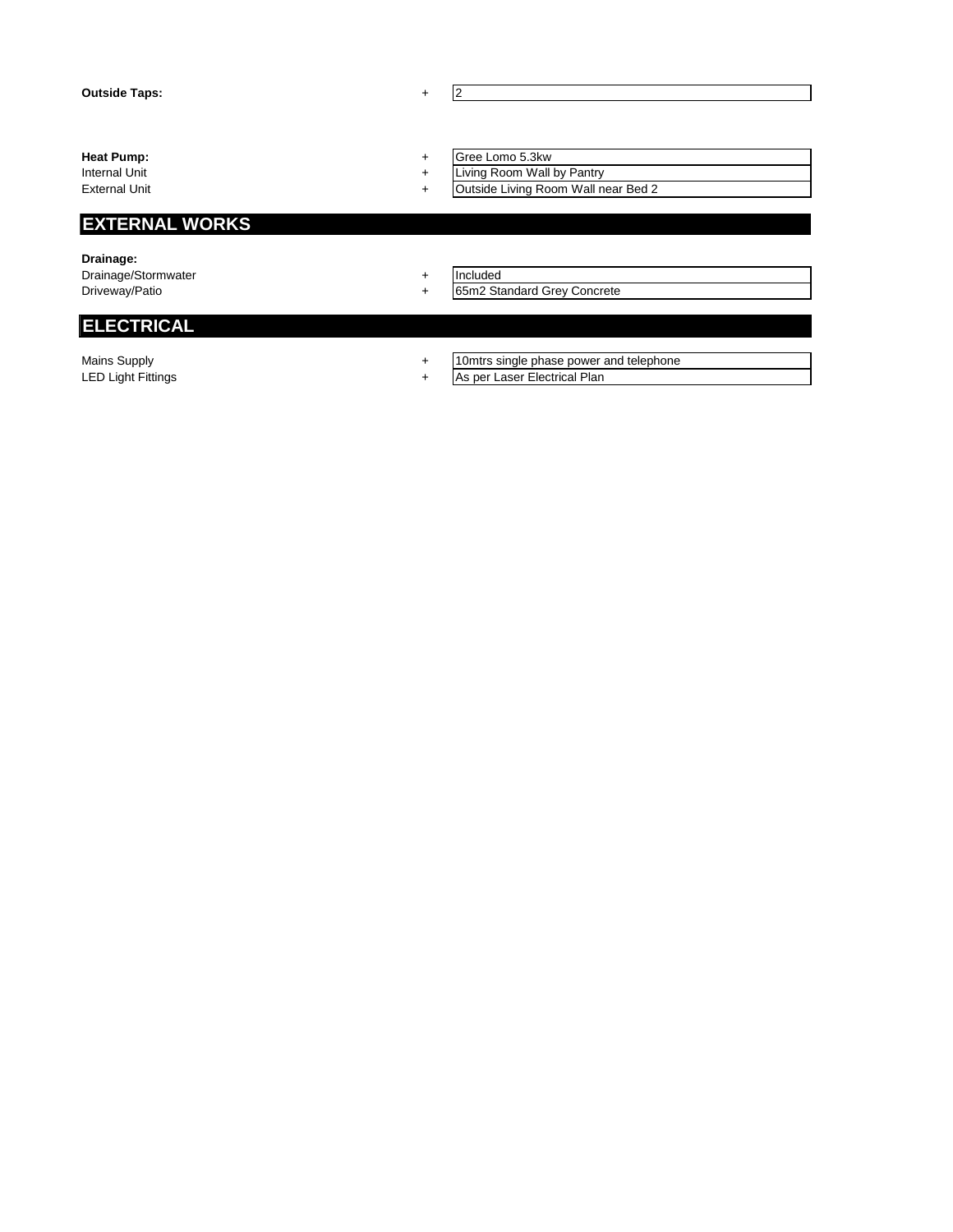| | | |
|---|---|---|
| **Outside Taps:** | + | 2 |
| | | |
| **Heat Pump:** | + | Gree Lomo 5.3kw |
| Internal Unit | + | Living Room Wall by Pantry |
| External Unit | + | Outside Living Room Wall near Bed 2 |

## EXTERNAL WORKS

| | | |
|---|---|---|
| **Drainage:** | | |
| Drainage/Stormwater | + | Included |
| Driveway/Patio | + | 65m2 Standard Grey Concrete |

## ELECTRICAL

| | | |
|---|---|---|
| Mains Supply | + | 10mtrs single phase power and telephone |
| LED Light Fittings | + | As per Laser Electrical Plan |